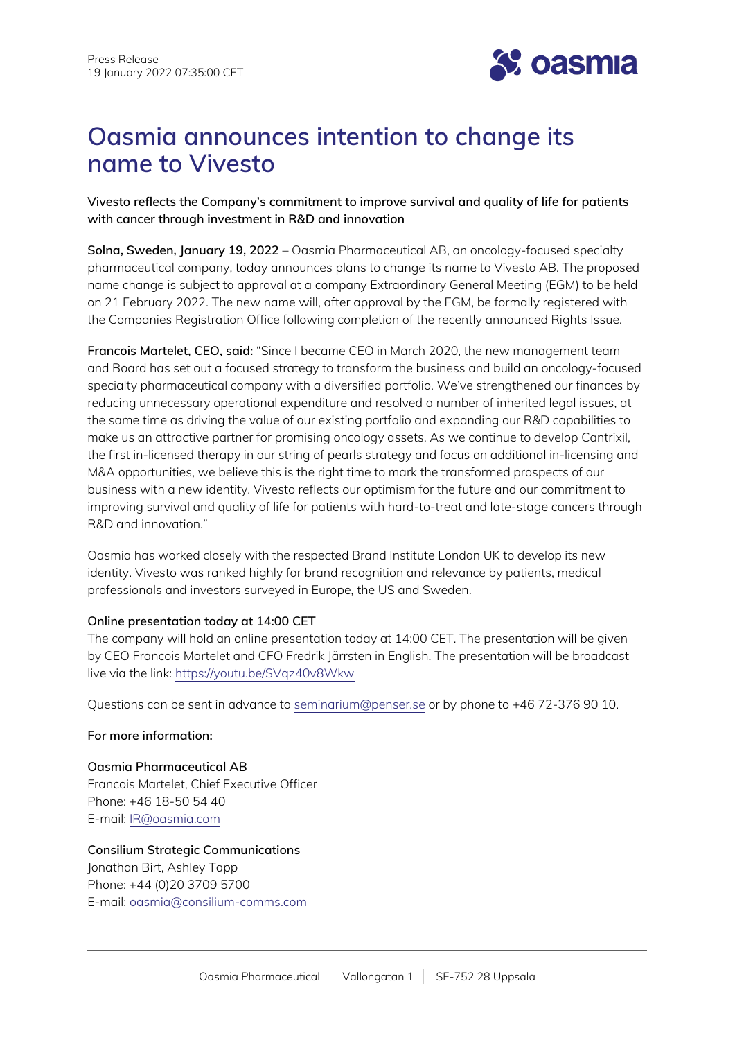Press Release
19 January 2022 07:35:00 CET

# Oasmia announces intention to change its name to Vivesto

**Vivesto reflects the Company's commitment to improve survival and quality of life for patients with cancer through investment in R&D and innovation**

**Solna, Sweden, January 19, 2022** – Oasmia Pharmaceutical AB, an oncology-focused specialty pharmaceutical company, today announces plans to change its name to Vivesto AB. The proposed name change is subject to approval at a company Extraordinary General Meeting (EGM) to be held on 21 February 2022. The new name will, after approval by the EGM, be formally registered with the Companies Registration Office following completion of the recently announced Rights Issue.

**Francois Martelet, CEO, said:** "Since I became CEO in March 2020, the new management team and Board has set out a focused strategy to transform the business and build an oncology-focused specialty pharmaceutical company with a diversified portfolio. We've strengthened our finances by reducing unnecessary operational expenditure and resolved a number of inherited legal issues, at the same time as driving the value of our existing portfolio and expanding our R&D capabilities to make us an attractive partner for promising oncology assets. As we continue to develop Cantrixil, the first in-licensed therapy in our string of pearls strategy and focus on additional in-licensing and M&A opportunities, we believe this is the right time to mark the transformed prospects of our business with a new identity. Vivesto reflects our optimism for the future and our commitment to improving survival and quality of life for patients with hard-to-treat and late-stage cancers through R&D and innovation."

Oasmia has worked closely with the respected Brand Institute London UK to develop its new identity. Vivesto was ranked highly for brand recognition and relevance by patients, medical professionals and investors surveyed in Europe, the US and Sweden.

**Online presentation today at 14:00 CET**

The company will hold an online presentation today at 14:00 CET. The presentation will be given by CEO Francois Martelet and CFO Fredrik Järrsten in English. The presentation will be broadcast live via the link: https://youtu.be/SVqz40v8Wkw

Questions can be sent in advance to seminarium@penser.se or by phone to +46 72-376 90 10.

**For more information:**

**Oasmia Pharmaceutical AB**
Francois Martelet, Chief Executive Officer
Phone: +46 18-50 54 40
E-mail: IR@oasmia.com

**Consilium Strategic Communications**
Jonathan Birt, Ashley Tapp
Phone: +44 (0)20 3709 5700
E-mail: oasmia@consilium-comms.com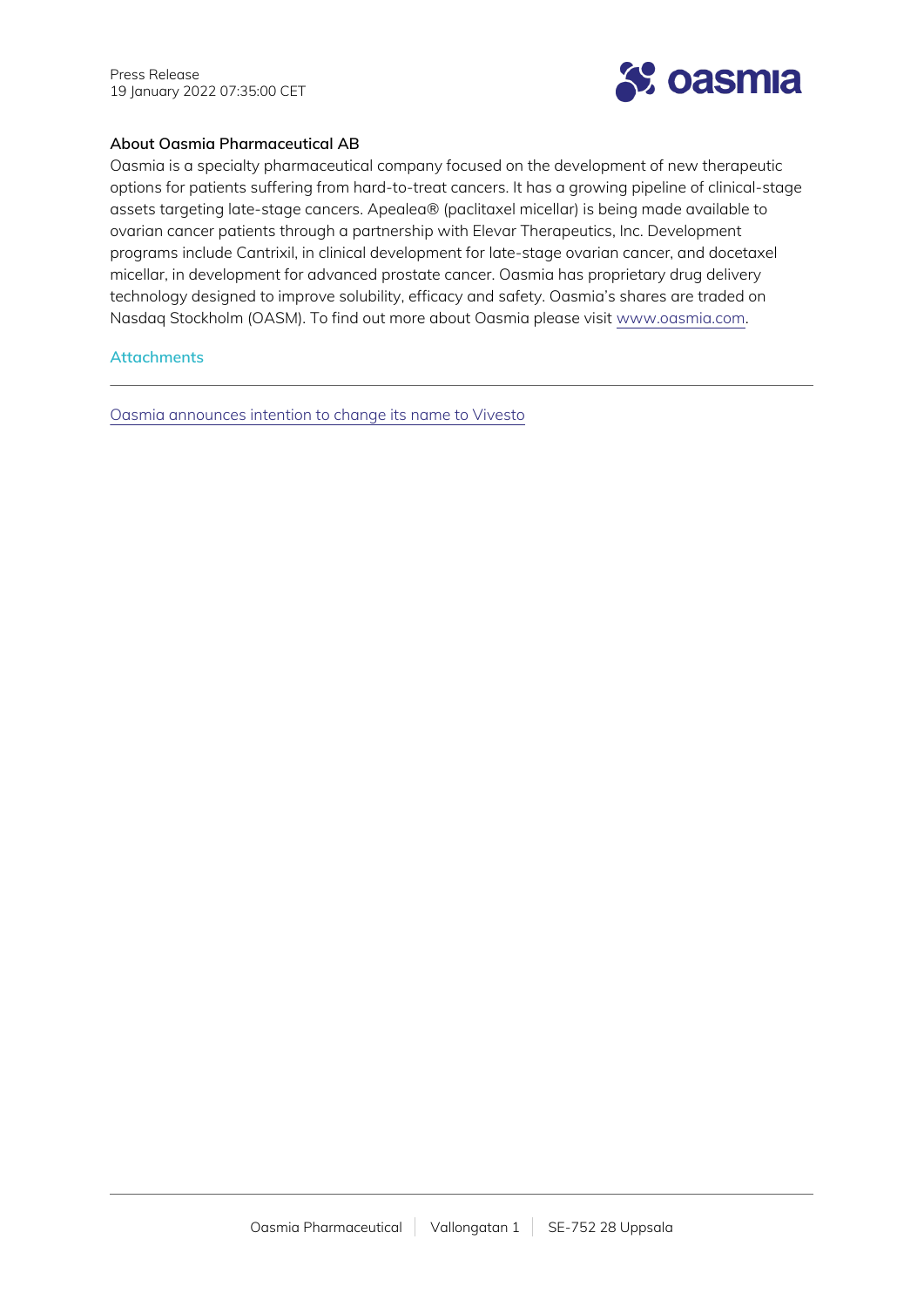### About Oasmia Pharmaceutical AB

Oasmia is a specialty pharmaceutical company focused on the development of new therapeutic options for patients suffering from hard-to-treat cancers. It has a growing pipeline of clinical-stage assets targeting late-stage cancers. Apealea® (paclitaxel micellar) is being made available to ovarian cancer patients through a partnership with Elevar Therapeutics, Inc. Development programs include Cantrixil, in clinical development for late-stage ovarian cancer, and docetaxel micellar, in development for advanced prostate cancer. Oasmia has proprietary drug delivery technology designed to improve solubility, efficacy and safety. Oasmia's shares are traded on Nasdaq Stockholm (OASM). To find out more about Oasmia please visit www.oasmia.com.

### Attachments

Oasmia announces intention to change its name to Vivesto